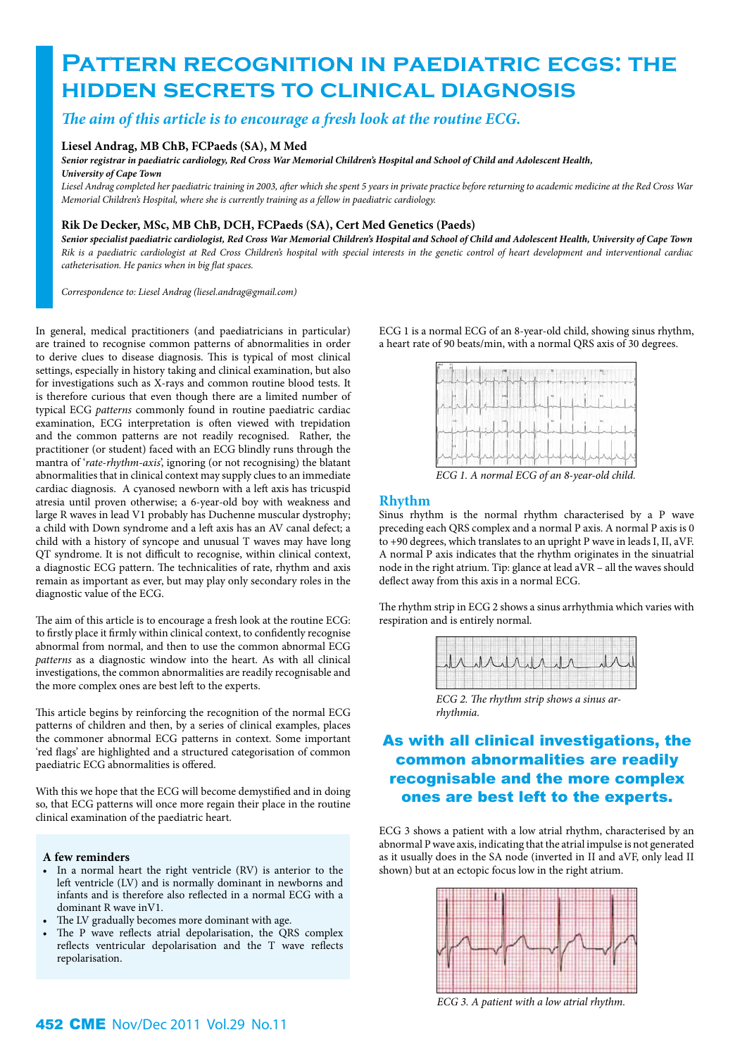# Pattern recognition in paediatric ECGs: the hidden secrets to clinical diagnosis

*The aim of this article is to encourage a fresh look at the routine ECG.*

**Liesel Andrag, MB ChB, FCPaeds (SA), M Med**

***Senior registrar in paediatric cardiology, Red Cross War Memorial Children's Hospital and School of Child and Adolescent Health, University of Cape Town***

*Liesel Andrag completed her paediatric training in 2003, after which she spent 5 years in private practice before returning to academic medicine at the Red Cross War Memorial Children's Hospital, where she is currently training as a fellow in paediatric cardiology.*

**Rik De Decker, MSc, MB ChB, DCH, FCPaeds (SA), Cert Med Genetics (Paeds)**

***Senior specialist paediatric cardiologist, Red Cross War Memorial Children's Hospital and School of Child and Adolescent Health, University of Cape Town***

*Rik is a paediatric cardiologist at Red Cross Children's hospital with special interests in the genetic control of heart development and interventional cardiac catheterisation. He panics when in big flat spaces.*

*Correspondence to: Liesel Andrag (liesel.andrag@gmail.com)*

In general, medical practitioners (and paediatricians in particular) are trained to recognise common patterns of abnormalities in order to derive clues to disease diagnosis. This is typical of most clinical settings, especially in history taking and clinical examination, but also for investigations such as X-rays and common routine blood tests. It is therefore curious that even though there are a limited number of typical ECG *patterns* commonly found in routine paediatric cardiac examination, ECG interpretation is often viewed with trepidation and the common patterns are not readily recognised. Rather, the practitioner (or student) faced with an ECG blindly runs through the mantra of '*rate-rhythm-axis*', ignoring (or not recognising) the blatant abnormalities that in clinical context may supply clues to an immediate cardiac diagnosis. A cyanosed newborn with a left axis has tricuspid atresia until proven otherwise; a 6-year-old boy with weakness and large R waves in lead V1 probably has Duchenne muscular dystrophy; a child with Down syndrome and a left axis has an AV canal defect; a child with a history of syncope and unusual T waves may have long QT syndrome. It is not difficult to recognise, within clinical context, a diagnostic ECG pattern. The technicalities of rate, rhythm and axis remain as important as ever, but may play only secondary roles in the diagnostic value of the ECG.

The aim of this article is to encourage a fresh look at the routine ECG: to firstly place it firmly within clinical context, to confidently recognise abnormal from normal, and then to use the common abnormal ECG *patterns* as a diagnostic window into the heart. As with all clinical investigations, the common abnormalities are readily recognisable and the more complex ones are best left to the experts.

This article begins by reinforcing the recognition of the normal ECG patterns of children and then, by a series of clinical examples, places the commoner abnormal ECG patterns in context. Some important 'red flags' are highlighted and a structured categorisation of common paediatric ECG abnormalities is offered.

With this we hope that the ECG will become demystified and in doing so, that ECG patterns will once more regain their place in the routine clinical examination of the paediatric heart.

**A few reminders**

- In a normal heart the right ventricle (RV) is anterior to the left ventricle (LV) and is normally dominant in newborns and infants and is therefore also reflected in a normal ECG with a dominant R wave inV1.
- The LV gradually becomes more dominant with age.
- The P wave reflects atrial depolarisation, the QRS complex reflects ventricular depolarisation and the T wave reflects repolarisation.

ECG 1 is a normal ECG of an 8-year-old child, showing sinus rhythm, a heart rate of 90 beats/min, with a normal QRS axis of 30 degrees.

*ECG 1. A normal ECG of an 8-year-old child.*

## Rhythm

Sinus rhythm is the normal rhythm characterised by a P wave preceding each QRS complex and a normal P axis. A normal P axis is 0 to +90 degrees, which translates to an upright P wave in leads I, II, aVF. A normal P axis indicates that the rhythm originates in the sinuatrial node in the right atrium. Tip: glance at lead aVR – all the waves should deflect away from this axis in a normal ECG.

The rhythm strip in ECG 2 shows a sinus arrhythmia which varies with respiration and is entirely normal.

*ECG 2. The rhythm strip shows a sinus arrhythmia.*

**As with all clinical investigations, the common abnormalities are readily recognisable and the more complex ones are best left to the experts.**

ECG 3 shows a patient with a low atrial rhythm, characterised by an abnormal P wave axis, indicating that the atrial impulse is not generated as it usually does in the SA node (inverted in II and aVF, only lead II shown) but at an ectopic focus low in the right atrium.

*ECG 3. A patient with a low atrial rhythm.*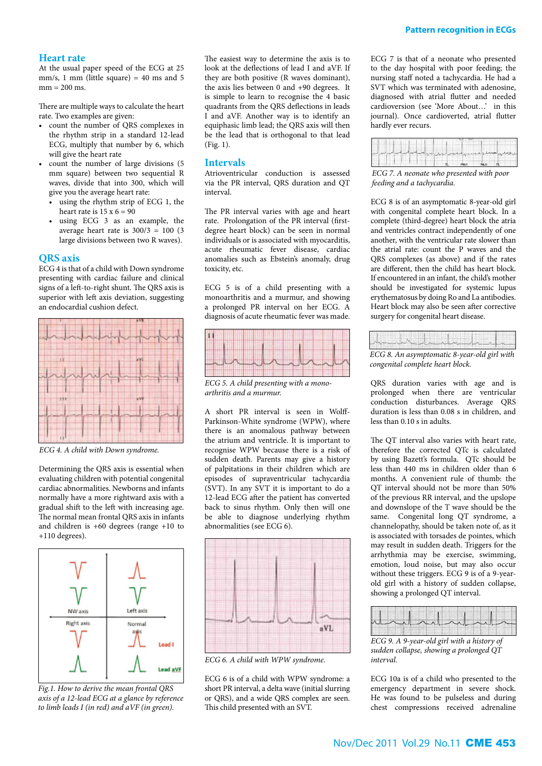## Heart rate

At the usual paper speed of the ECG at 25 mm/s, 1 mm (little square) = 40 ms and 5 mm = 200 ms.

There are multiple ways to calculate the heart rate. Two examples are given:

- count the number of QRS complexes in the rhythm strip in a standard 12-lead ECG, multiply that number by 6, which will give the heart rate
- count the number of large divisions (5 mm square) between two sequential R waves, divide that into 300, which will give you the average heart rate:
  - using the rhythm strip of ECG 1, the heart rate is 15 x 6 = 90
  - using ECG 3 as an example, the average heart rate is 300/3 = 100 (3 large divisions between two R waves).

## QRS axis

ECG 4 is that of a child with Down syndrome presenting with cardiac failure and clinical signs of a left-to-right shunt. The QRS axis is superior with left axis deviation, suggesting an endocardial cushion defect.

*ECG 4. A child with Down syndrome.*

Determining the QRS axis is essential when evaluating children with potential congenital cardiac abnormalities. Newborns and infants normally have a more rightward axis with a gradual shift to the left with increasing age. The normal mean frontal QRS axis in infants and children is +60 degrees (range +10 to +110 degrees).

*Fig.1. How to derive the mean frontal QRS axis of a 12-lead ECG at a glance by reference to limb leads I (in red) and aVF (in green).*

The easiest way to determine the axis is to look at the deflections of lead I and aVF. If they are both positive (R waves dominant), the axis lies between 0 and +90 degrees. It is simple to learn to recognise the 4 basic quadrants from the QRS deflections in leads I and aVF. Another way is to identify an equiphasic limb lead; the QRS axis will then be the lead that is orthogonal to that lead (Fig. 1).

## Intervals

Atrioventricular conduction is assessed via the PR interval, QRS duration and QT interval.

The PR interval varies with age and heart rate. Prolongation of the PR interval (first-degree heart block) can be seen in normal individuals or is associated with myocarditis, acute rheumatic fever disease, cardiac anomalies such as Ebstein's anomaly, drug toxicity, etc.

ECG 5 is of a child presenting with a monoarthritis and a murmur, and showing a prolonged PR interval on her ECG. A diagnosis of acute rheumatic fever was made.

*ECG 5. A child presenting with a mono-arthritis and a murmur.*

A short PR interval is seen in Wolff-Parkinson-White syndrome (WPW), where there is an anomalous pathway between the atrium and ventricle. It is important to recognise WPW because there is a risk of sudden death. Parents may give a history of palpitations in their children which are episodes of supraventricular tachycardia (SVT). In any SVT it is important to do a 12-lead ECG after the patient has converted back to sinus rhythm. Only then will one be able to diagnose underlying rhythm abnormalities (see ECG 6).

*ECG 6. A child with WPW syndrome.*

ECG 6 is of a child with WPW syndrome: a short PR interval, a delta wave (initial slurring or QRS), and a wide QRS complex are seen. This child presented with an SVT.

ECG 7 is that of a neonate who presented to the day hospital with poor feeding; the nursing staff noted a tachycardia. He had a SVT which was terminated with adenosine, diagnosed with atrial flutter and needed cardioversion (see 'More About...' in this journal). Once cardioverted, atrial flutter hardly ever recurs.

*ECG 7. A neonate who presented with poor feeding and a tachycardia.*

ECG 8 is of an asymptomatic 8-year-old girl with congenital complete heart block. In a complete (third-degree) heart block the atria and ventricles contract independently of one another, with the ventricular rate slower than the atrial rate: count the P waves and the QRS complexes (as above) and if the rates are different, then the child has heart block. If encountered in an infant, the child's mother should be investigated for systemic lupus erythematosus by doing Ro and La antibodies. Heart block may also be seen after corrective surgery for congenital heart disease.

*ECG 8. An asymptomatic 8-year-old girl with congenital complete heart block.*

QRS duration varies with age and is prolonged when there are ventricular conduction disturbances. Average QRS duration is less than 0.08 s in children, and less than 0.10 s in adults.

The QT interval also varies with heart rate, therefore the corrected QTc is calculated by using Bazett's formula. QTc should be less than 440 ms in children older than 6 months. A convenient rule of thumb: the QT interval should not be more than 50% of the previous RR interval, and the upslope and downslope of the T wave should be the same. Congenital long QT syndrome, a channelopathy, should be taken note of, as it is associated with torsades de pointes, which may result in sudden death. Triggers for the arrhythmia may be exercise, swimming, emotion, loud noise, but may also occur without these triggers. ECG 9 is of a 9-year-old girl with a history of sudden collapse, showing a prolonged QT interval.

*ECG 9. A 9-year-old girl with a history of sudden collapse, showing a prolonged QT interval.*

ECG 10a is of a child who presented to the emergency department in severe shock. He was found to be pulseless and during chest compressions received adrenaline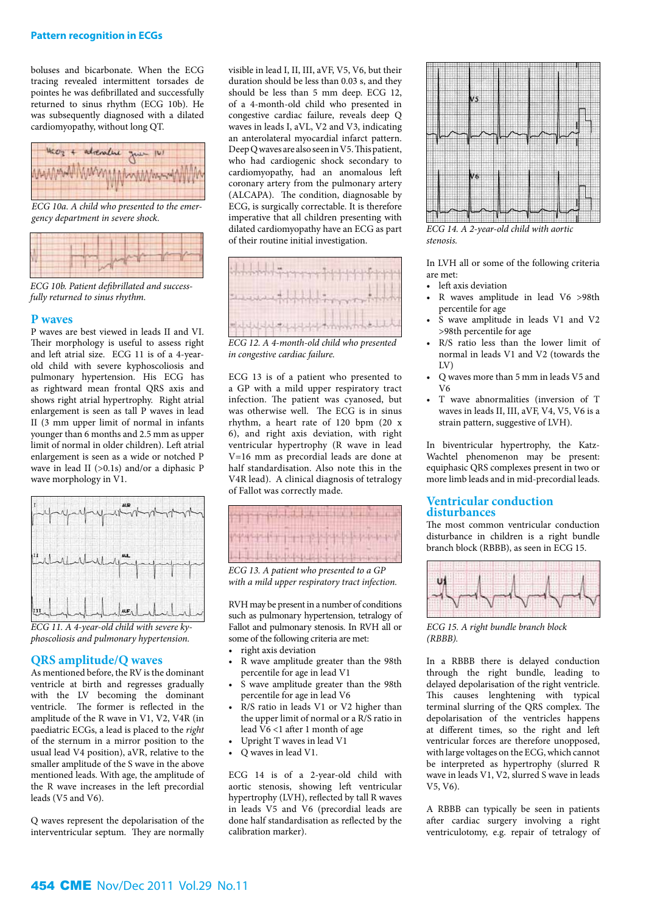boluses and bicarbonate. When the ECG tracing revealed intermittent torsades de pointes he was defibrillated and successfully returned to sinus rhythm (ECG 10b). He was subsequently diagnosed with a dilated cardiomyopathy, without long QT.

ECG 10a. A child who presented to the emergency department in severe shock.

ECG 10b. Patient defibrillated and successfully returned to sinus rhythm.

## P waves

P waves are best viewed in leads II and VI. Their morphology is useful to assess right and left atrial size. ECG 11 is of a 4-year-old child with severe kyphoscoliosis and pulmonary hypertension. His ECG has as rightward mean frontal QRS axis and shows right atrial hypertrophy. Right atrial enlargement is seen as tall P waves in lead II (3 mm upper limit of normal in infants younger than 6 months and 2.5 mm as upper limit of normal in older children). Left atrial enlargement is seen as a wide or notched P wave in lead II (>0.1s) and/or a diphasic P wave morphology in V1.

ECG 11. A 4-year-old child with severe kyphoscoliosis and pulmonary hypertension.

## QRS amplitude/Q waves

As mentioned before, the RV is the dominant ventricle at birth and regresses gradually with the LV becoming the dominant ventricle. The former is reflected in the amplitude of the R wave in V1, V2, V4R (in paediatric ECGs, a lead is placed to the *right* of the sternum in a mirror position to the usual lead V4 position), aVR, relative to the smaller amplitude of the S wave in the above mentioned leads. With age, the amplitude of the R wave increases in the left precordial leads (V5 and V6).

Q waves represent the depolarisation of the interventricular septum. They are normally visible in lead I, II, III, aVF, V5, V6, but their duration should be less than 0.03 s, and they should be less than 5 mm deep. ECG 12, of a 4-month-old child who presented in congestive cardiac failure, reveals deep Q waves in leads I, aVL, V2 and V3, indicating an anterolateral myocardial infarct pattern. Deep Q waves are also seen in V5. This patient, who had cardiogenic shock secondary to cardiomyopathy, had an anomalous left coronary artery from the pulmonary artery (ALCAPA). The condition, diagnosable by ECG, is surgically correctable. It is therefore imperative that all children presenting with dilated cardiomyopathy have an ECG as part of their routine initial investigation.

ECG 12. A 4-month-old child who presented in congestive cardiac failure.

ECG 13 is of a patient who presented to a GP with a mild upper respiratory tract infection. The patient was cyanosed, but was otherwise well. The ECG is in sinus rhythm, a heart rate of 120 bpm (20 x 6), and right axis deviation, with right ventricular hypertrophy (R wave in lead V=16 mm as precordial leads are done at half standardisation. Also note this in the V4R lead). A clinical diagnosis of tetralogy of Fallot was correctly made.

ECG 13. A patient who presented to a GP with a mild upper respiratory tract infection.

RVH may be present in a number of conditions such as pulmonary hypertension, tetralogy of Fallot and pulmonary stenosis. In RVH all or some of the following criteria are met:

- right axis deviation
- R wave amplitude greater than the 98th percentile for age in lead V1
- S wave amplitude greater than the 98th percentile for age in lead V6
- R/S ratio in leads V1 or V2 higher than the upper limit of normal or a R/S ratio in lead V6 <1 after 1 month of age
- Upright T waves in lead V1
- Q waves in lead V1.

ECG 14 is of a 2-year-old child with aortic stenosis, showing left ventricular hypertrophy (LVH), reflected by tall R waves in leads V5 and V6 (precordial leads are done half standardisation as reflected by the calibration marker).

ECG 14. A 2-year-old child with aortic stenosis.

In LVH all or some of the following criteria are met:

- left axis deviation
- R waves amplitude in lead V6 >98th percentile for age
- S wave amplitude in leads V1 and V2 >98th percentile for age
- R/S ratio less than the lower limit of normal in leads V1 and V2 (towards the LV)
- Q waves more than 5 mm in leads V5 and V6
- T wave abnormalities (inversion of T waves in leads II, III, aVF, V4, V5, V6 is a strain pattern, suggestive of LVH).

In biventricular hypertrophy, the Katz-Wachtel phenomenon may be present: equiphasic QRS complexes present in two or more limb leads and in mid-precordial leads.

## Ventricular conduction disturbances

The most common ventricular conduction disturbance in children is a right bundle branch block (RBBB), as seen in ECG 15.

ECG 15. A right bundle branch block (RBBB).

In a RBBB there is delayed conduction through the right bundle, leading to delayed depolarisation of the right ventricle. This causes lenghtening with typical terminal slurring of the QRS complex. The depolarisation of the ventricles happens at different times, so the right and left ventricular forces are therefore unopposed, with large voltages on the ECG, which cannot be interpreted as hypertrophy (slurred R wave in leads V1, V2, slurred S wave in leads V5, V6).

A RBBB can typically be seen in patients after cardiac surgery involving a right ventriculotomy, e.g. repair of tetralogy of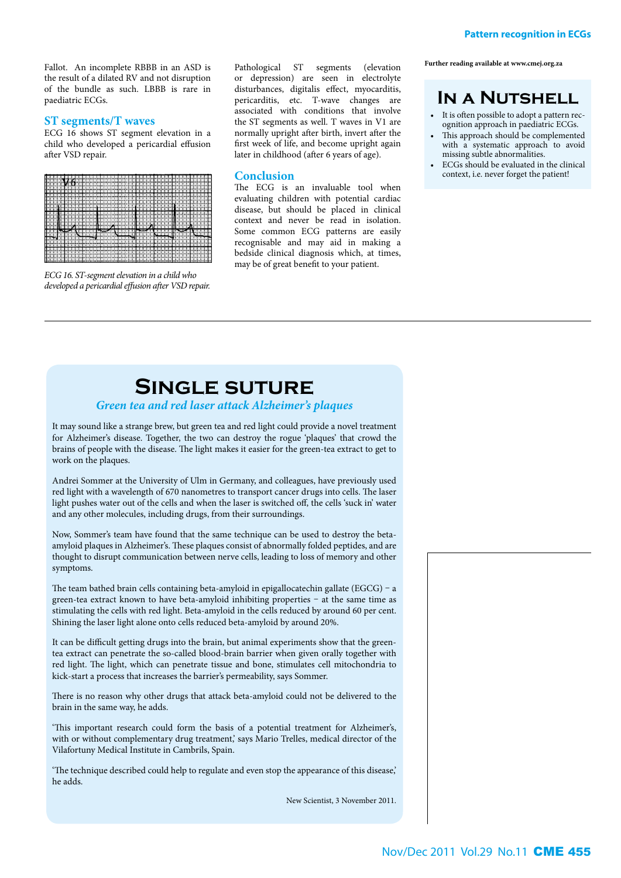Fallot. An incomplete RBBB in an ASD is the result of a dilated RV and not disruption of the bundle as such. LBBB is rare in paediatric ECGs.

## ST segments/T waves

ECG 16 shows ST segment elevation in a child who developed a pericardial effusion after VSD repair.

V6

*ECG 16. ST-segment elevation in a child who developed a pericardial effusion after VSD repair.*

Pathological ST segments (elevation or depression) are seen in electrolyte disturbances, digitalis effect, myocarditis, pericarditis, etc. T-wave changes are associated with conditions that involve the ST segments as well. T waves in V1 are normally upright after birth, invert after the first week of life, and become upright again later in childhood (after 6 years of age).

## Conclusion

The ECG is an invaluable tool when evaluating children with potential cardiac disease, but should be placed in clinical context and never be read in isolation. Some common ECG patterns are easily recognisable and may aid in making a bedside clinical diagnosis which, at times, may be of great benefit to your patient.

**Further reading available at www.cmej.org.za**

## In a Nutshell

- It is often possible to adopt a pattern recognition approach in paediatric ECGs.
- This approach should be complemented with a systematic approach to avoid missing subtle abnormalities.
- ECGs should be evaluated in the clinical context, i.e. never forget the patient!

# Single suture

### *Green tea and red laser attack Alzheimer's plaques*

It may sound like a strange brew, but green tea and red light could provide a novel treatment for Alzheimer's disease. Together, the two can destroy the rogue 'plaques' that crowd the brains of people with the disease. The light makes it easier for the green-tea extract to get to work on the plaques.

Andrei Sommer at the University of Ulm in Germany, and colleagues, have previously used red light with a wavelength of 670 nanometres to transport cancer drugs into cells. The laser light pushes water out of the cells and when the laser is switched off, the cells 'suck in' water and any other molecules, including drugs, from their surroundings.

Now, Sommer's team have found that the same technique can be used to destroy the beta-amyloid plaques in Alzheimer's. These plaques consist of abnormally folded peptides, and are thought to disrupt communication between nerve cells, leading to loss of memory and other symptoms.

The team bathed brain cells containing beta-amyloid in epigallocatechin gallate (EGCG) – a green-tea extract known to have beta-amyloid inhibiting properties – at the same time as stimulating the cells with red light. Beta-amyloid in the cells reduced by around 60 per cent. Shining the laser light alone onto cells reduced beta-amyloid by around 20%.

It can be difficult getting drugs into the brain, but animal experiments show that the green-tea extract can penetrate the so-called blood-brain barrier when given orally together with red light. The light, which can penetrate tissue and bone, stimulates cell mitochondria to kick-start a process that increases the barrier's permeability, says Sommer.

There is no reason why other drugs that attack beta-amyloid could not be delivered to the brain in the same way, he adds.

'This important research could form the basis of a potential treatment for Alzheimer's, with or without complementary drug treatment,' says Mario Trelles, medical director of the Vilafortuny Medical Institute in Cambrils, Spain.

'The technique described could help to regulate and even stop the appearance of this disease,' he adds.

New Scientist, 3 November 2011.